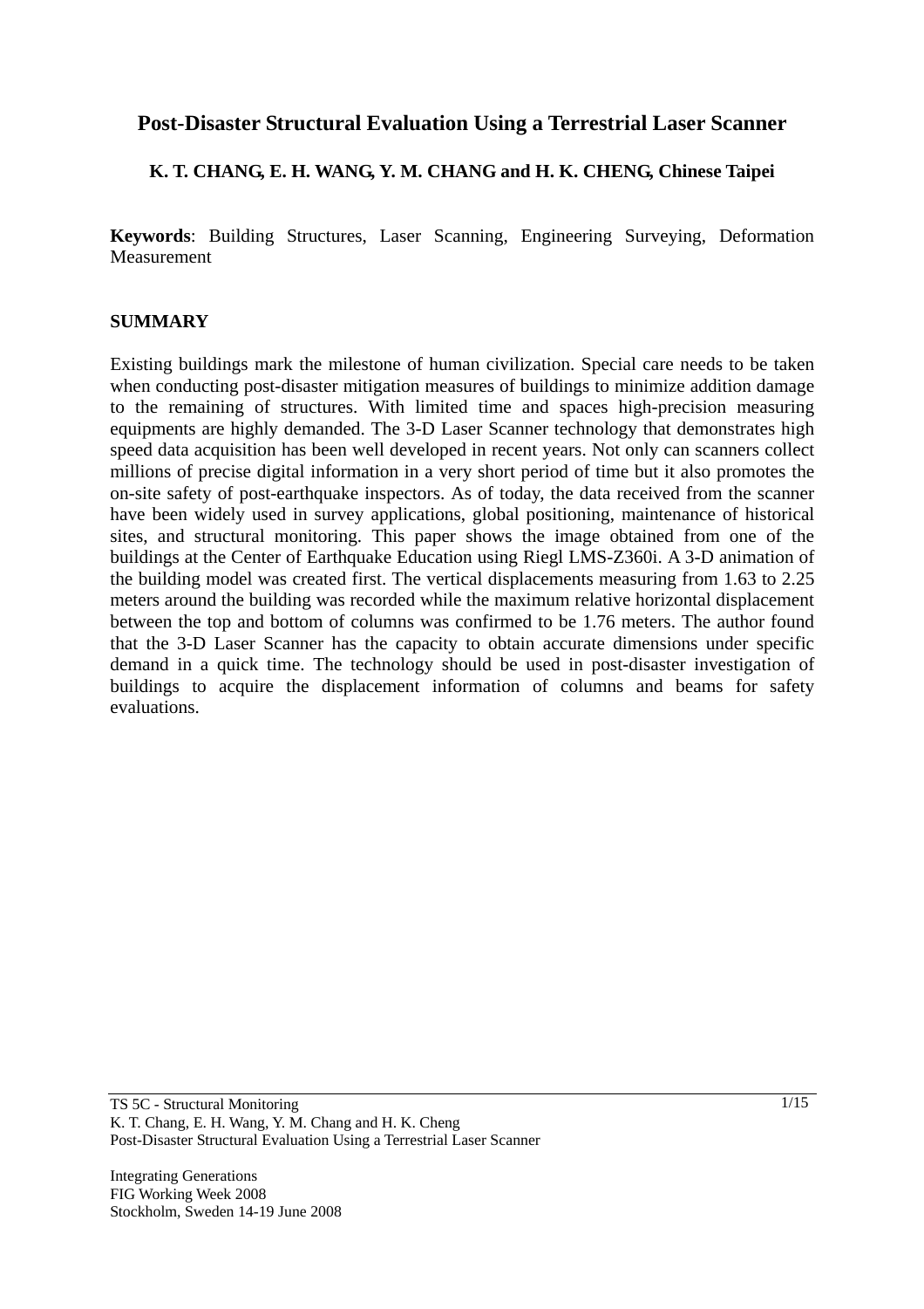# Post-Disaster Structural Evaluation Using a Terrestrial Laser Scanner

**K. T. CHANG, E. H. WANG, Y. M. CHANG and H. K. CHENG, Chinese Taipei**

**Keywords**: Building Structures, Laser Scanning, Engineering Surveying, Deformation Measurement

## SUMMARY

Existing buildings mark the milestone of human civilization. Special care needs to be taken when conducting post-disaster mitigation measures of buildings to minimize addition damage to the remaining of structures. With limited time and spaces high-precision measuring equipments are highly demanded. The 3-D Laser Scanner technology that demonstrates high speed data acquisition has been well developed in recent years. Not only can scanners collect millions of precise digital information in a very short period of time but it also promotes the on-site safety of post-earthquake inspectors. As of today, the data received from the scanner have been widely used in survey applications, global positioning, maintenance of historical sites, and structural monitoring. This paper shows the image obtained from one of the buildings at the Center of Earthquake Education using Riegl LMS-Z360i. A 3-D animation of the building model was created first. The vertical displacements measuring from 1.63 to 2.25 meters around the building was recorded while the maximum relative horizontal displacement between the top and bottom of columns was confirmed to be 1.76 meters. The author found that the 3-D Laser Scanner has the capacity to obtain accurate dimensions under specific demand in a quick time. The technology should be used in post-disaster investigation of buildings to acquire the displacement information of columns and beams for safety evaluations.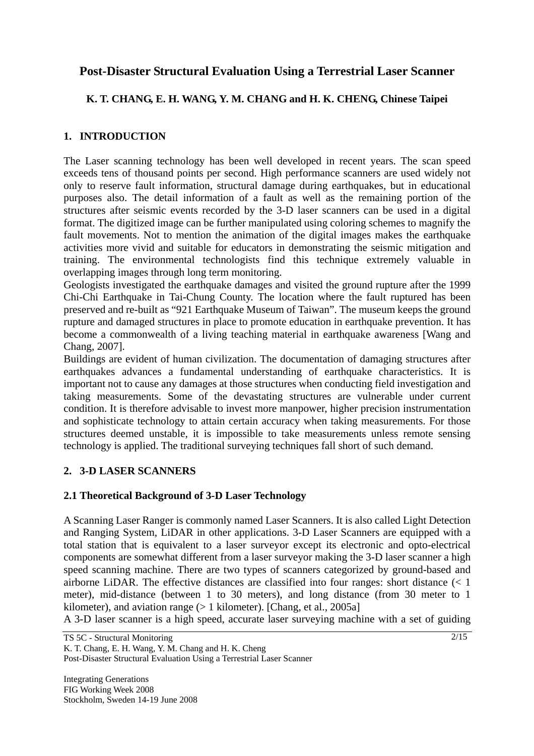# Post-Disaster Structural Evaluation Using a Terrestrial Laser Scanner

**K. T. CHANG, E. H. WANG, Y. M. CHANG and H. K. CHENG, Chinese Taipei**

## 1. INTRODUCTION

The Laser scanning technology has been well developed in recent years. The scan speed exceeds tens of thousand points per second. High performance scanners are used widely not only to reserve fault information, structural damage during earthquakes, but in educational purposes also. The detail information of a fault as well as the remaining portion of the structures after seismic events recorded by the 3-D laser scanners can be used in a digital format. The digitized image can be further manipulated using coloring schemes to magnify the fault movements. Not to mention the animation of the digital images makes the earthquake activities more vivid and suitable for educators in demonstrating the seismic mitigation and training. The environmental technologists find this technique extremely valuable in overlapping images through long term monitoring.

Geologists investigated the earthquake damages and visited the ground rupture after the 1999 Chi-Chi Earthquake in Tai-Chung County. The location where the fault ruptured has been preserved and re-built as "921 Earthquake Museum of Taiwan". The museum keeps the ground rupture and damaged structures in place to promote education in earthquake prevention. It has become a commonwealth of a living teaching material in earthquake awareness [Wang and Chang, 2007].

Buildings are evident of human civilization. The documentation of damaging structures after earthquakes advances a fundamental understanding of earthquake characteristics. It is important not to cause any damages at those structures when conducting field investigation and taking measurements. Some of the devastating structures are vulnerable under current condition. It is therefore advisable to invest more manpower, higher precision instrumentation and sophisticate technology to attain certain accuracy when taking measurements. For those structures deemed unstable, it is impossible to take measurements unless remote sensing technology is applied. The traditional surveying techniques fall short of such demand.

## 2. 3-D LASER SCANNERS

### 2.1 Theoretical Background of 3-D Laser Technology

A Scanning Laser Ranger is commonly named Laser Scanners. It is also called Light Detection and Ranging System, LiDAR in other applications. 3-D Laser Scanners are equipped with a total station that is equivalent to a laser surveyor except its electronic and opto-electrical components are somewhat different from a laser surveyor making the 3-D laser scanner a high speed scanning machine. There are two types of scanners categorized by ground-based and airborne LiDAR. The effective distances are classified into four ranges: short distance (< 1 meter), mid-distance (between 1 to 30 meters), and long distance (from 30 meter to 1 kilometer), and aviation range (> 1 kilometer). [Chang, et al., 2005a]

A 3-D laser scanner is a high speed, accurate laser surveying machine with a set of guiding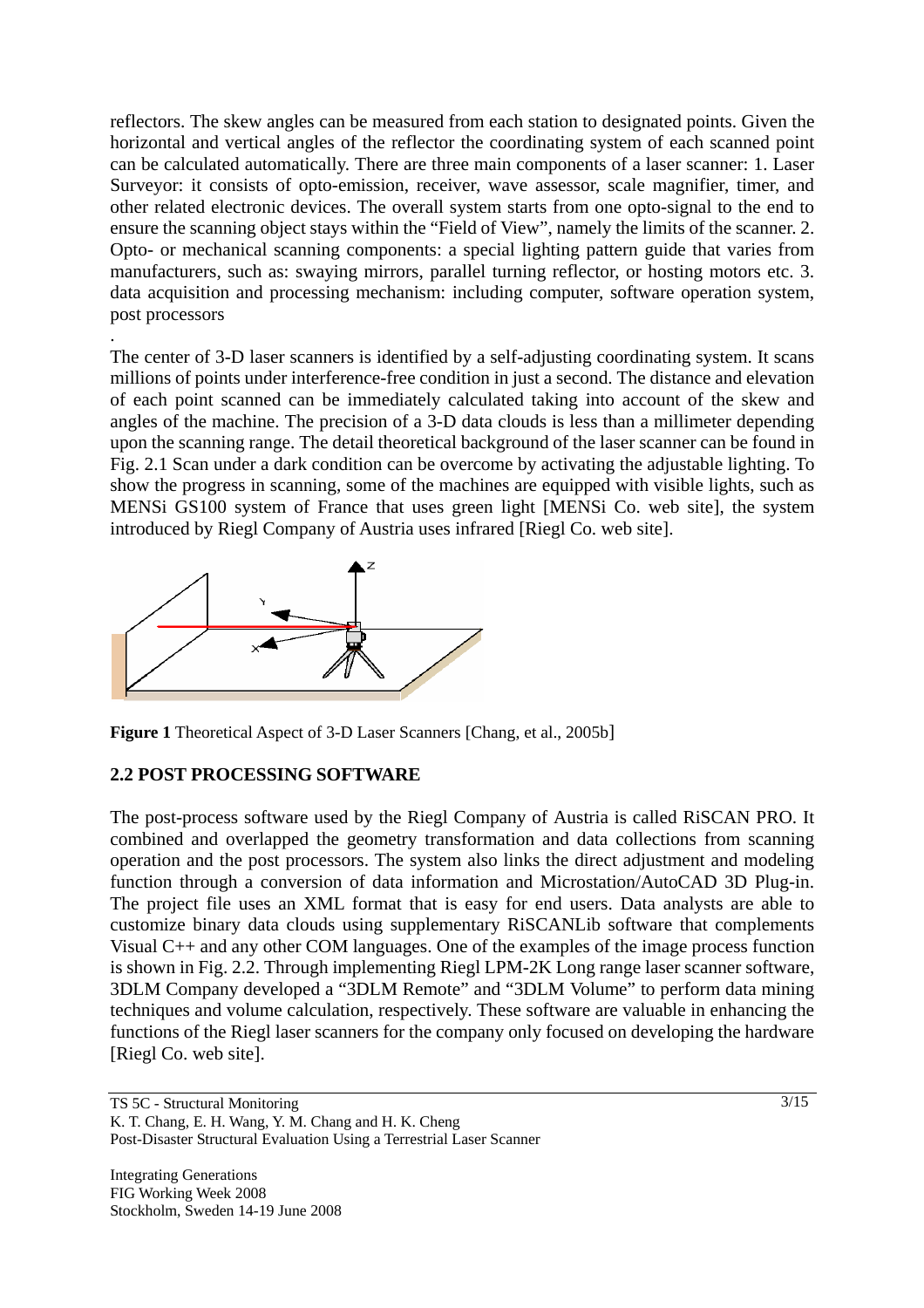reflectors. The skew angles can be measured from each station to designated points. Given the horizontal and vertical angles of the reflector the coordinating system of each scanned point can be calculated automatically. There are three main components of a laser scanner: 1. Laser Surveyor: it consists of opto-emission, receiver, wave assessor, scale magnifier, timer, and other related electronic devices. The overall system starts from one opto-signal to the end to ensure the scanning object stays within the "Field of View", namely the limits of the scanner. 2. Opto- or mechanical scanning components: a special lighting pattern guide that varies from manufacturers, such as: swaying mirrors, parallel turning reflector, or hosting motors etc. 3. data acquisition and processing mechanism: including computer, software operation system, post processors

.

The center of 3-D laser scanners is identified by a self-adjusting coordinating system. It scans millions of points under interference-free condition in just a second. The distance and elevation of each point scanned can be immediately calculated taking into account of the skew and angles of the machine. The precision of a 3-D data clouds is less than a millimeter depending upon the scanning range. The detail theoretical background of the laser scanner can be found in Fig. 2.1 Scan under a dark condition can be overcome by activating the adjustable lighting. To show the progress in scanning, some of the machines are equipped with visible lights, such as MENSi GS100 system of France that uses green light [MENSi Co. web site], the system introduced by Riegl Company of Austria uses infrared [Riegl Co. web site].

**Figure 1** Theoretical Aspect of 3-D Laser Scanners [Chang, et al., 2005b]

## 2.2 POST PROCESSING SOFTWARE

The post-process software used by the Riegl Company of Austria is called RiSCAN PRO. It combined and overlapped the geometry transformation and data collections from scanning operation and the post processors. The system also links the direct adjustment and modeling function through a conversion of data information and Microstation/AutoCAD 3D Plug-in. The project file uses an XML format that is easy for end users. Data analysts are able to customize binary data clouds using supplementary RiSCANLib software that complements Visual C++ and any other COM languages. One of the examples of the image process function is shown in Fig. 2.2. Through implementing Riegl LPM-2K Long range laser scanner software, 3DLM Company developed a "3DLM Remote" and "3DLM Volume" to perform data mining techniques and volume calculation, respectively. These software are valuable in enhancing the functions of the Riegl laser scanners for the company only focused on developing the hardware [Riegl Co. web site].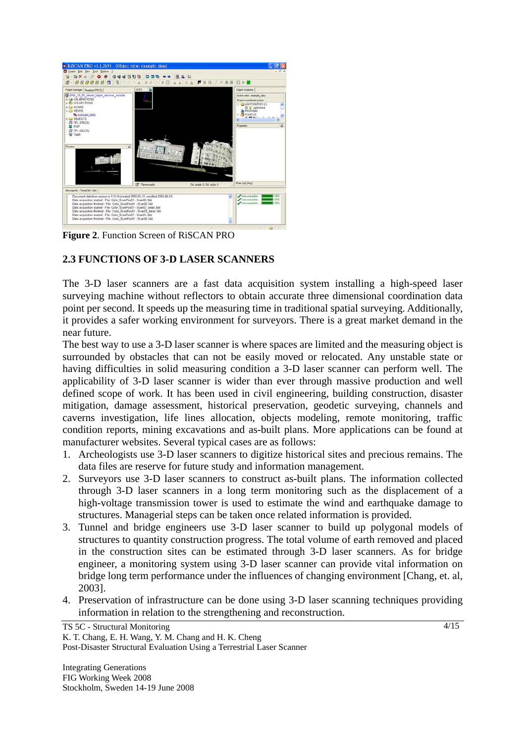**Figure 2**. Function Screen of RiSCAN PRO

## 2.3 FUNCTIONS OF 3-D LASER SCANNERS

The 3-D laser scanners are a fast data acquisition system installing a high-speed laser surveying machine without reflectors to obtain accurate three dimensional coordination data point per second. It speeds up the measuring time in traditional spatial surveying. Additionally, it provides a safer working environment for surveyors. There is a great market demand in the near future.

The best way to use a 3-D laser scanner is where spaces are limited and the measuring object is surrounded by obstacles that can not be easily moved or relocated. Any unstable state or having difficulties in solid measuring condition a 3-D laser scanner can perform well. The applicability of 3-D laser scanner is wider than ever through massive production and well defined scope of work. It has been used in civil engineering, building construction, disaster mitigation, damage assessment, historical preservation, geodetic surveying, channels and caverns investigation, life lines allocation, objects modeling, remote monitoring, traffic condition reports, mining excavations and as-built plans. More applications can be found at manufacturer websites. Several typical cases are as follows:

1. Archeologists use 3-D laser scanners to digitize historical sites and precious remains. The data files are reserve for future study and information management.
2. Surveyors use 3-D laser scanners to construct as-built plans. The information collected through 3-D laser scanners in a long term monitoring such as the displacement of a high-voltage transmission tower is used to estimate the wind and earthquake damage to structures. Managerial steps can be taken once related information is provided.
3. Tunnel and bridge engineers use 3-D laser scanner to build up polygonal models of structures to quantity construction progress. The total volume of earth removed and placed in the construction sites can be estimated through 3-D laser scanners. As for bridge engineer, a monitoring system using 3-D laser scanner can provide vital information on bridge long term performance under the influences of changing environment [Chang, et. al, 2003].
4. Preservation of infrastructure can be done using 3-D laser scanning techniques providing information in relation to the strengthening and reconstruction.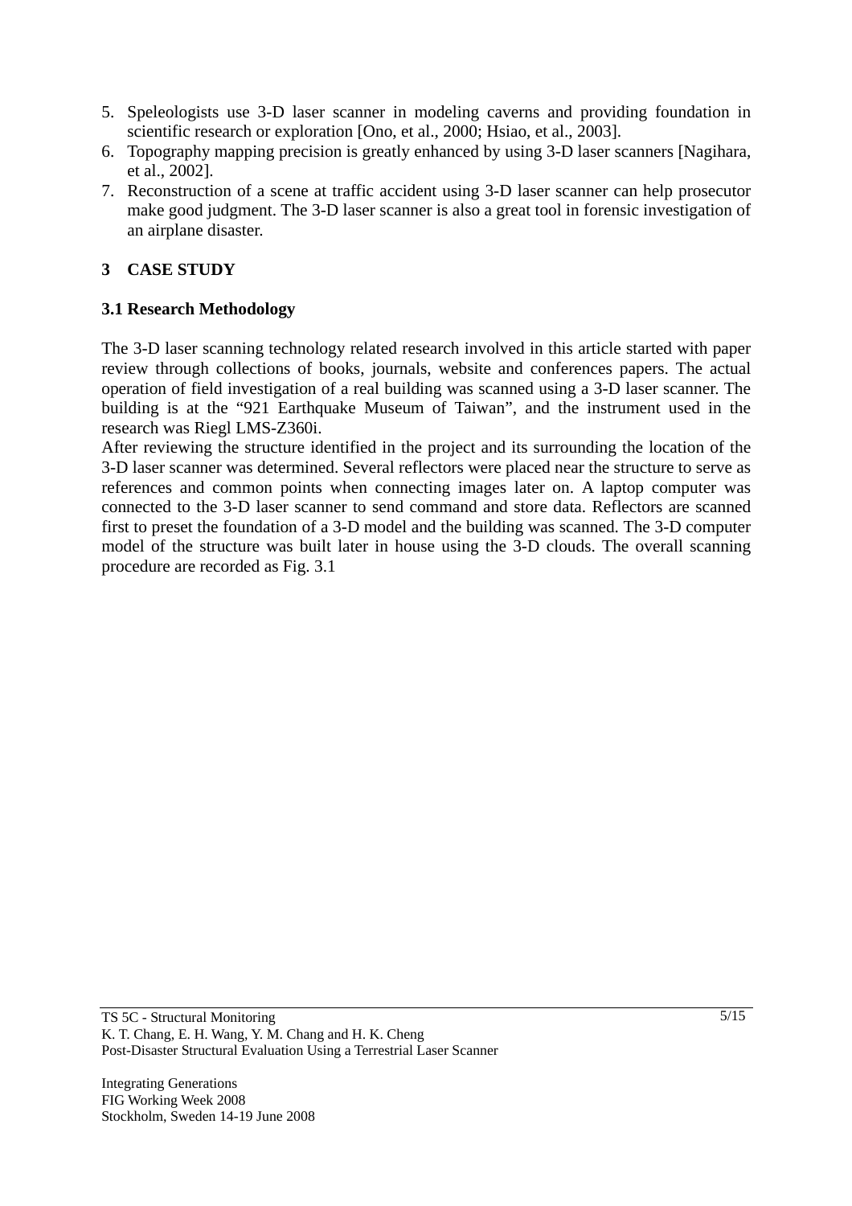5. Speleologists use 3-D laser scanner in modeling caverns and providing foundation in scientific research or exploration [Ono, et al., 2000; Hsiao, et al., 2003].
6. Topography mapping precision is greatly enhanced by using 3-D laser scanners [Nagihara, et al., 2002].
7. Reconstruction of a scene at traffic accident using 3-D laser scanner can help prosecutor make good judgment. The 3-D laser scanner is also a great tool in forensic investigation of an airplane disaster.

## 3 CASE STUDY

### 3.1 Research Methodology

The 3-D laser scanning technology related research involved in this article started with paper review through collections of books, journals, website and conferences papers. The actual operation of field investigation of a real building was scanned using a 3-D laser scanner. The building is at the "921 Earthquake Museum of Taiwan", and the instrument used in the research was Riegl LMS-Z360i.

After reviewing the structure identified in the project and its surrounding the location of the 3-D laser scanner was determined. Several reflectors were placed near the structure to serve as references and common points when connecting images later on. A laptop computer was connected to the 3-D laser scanner to send command and store data. Reflectors are scanned first to preset the foundation of a 3-D model and the building was scanned. The 3-D computer model of the structure was built later in house using the 3-D clouds. The overall scanning procedure are recorded as Fig. 3.1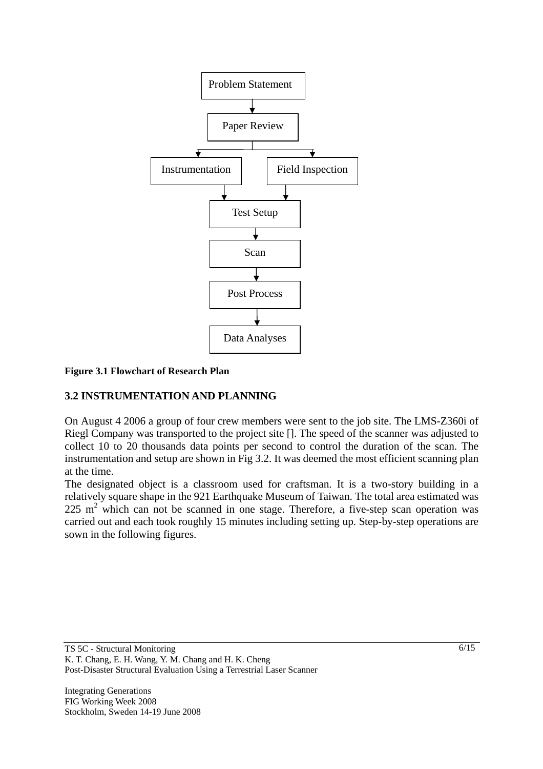Problem Statement

Paper Review

Instrumentation

Field Inspection

Test Setup

Scan

Post Process

Data Analyses

**Figure 3.1 Flowchart of Research Plan**

### 3.2 INSTRUMENTATION AND PLANNING

On August 4 2006 a group of four crew members were sent to the job site. The LMS-Z360i of Riegl Company was transported to the project site []. The speed of the scanner was adjusted to collect 10 to 20 thousands data points per second to control the duration of the scan. The instrumentation and setup are shown in Fig 3.2. It was deemed the most efficient scanning plan at the time.

The designated object is a classroom used for craftsman. It is a two-story building in a relatively square shape in the 921 Earthquake Museum of Taiwan. The total area estimated was 225 $m^2$ which can not be scanned in one stage. Therefore, a five-step scan operation was carried out and each took roughly 15 minutes including setting up. Step-by-step operations are sown in the following figures.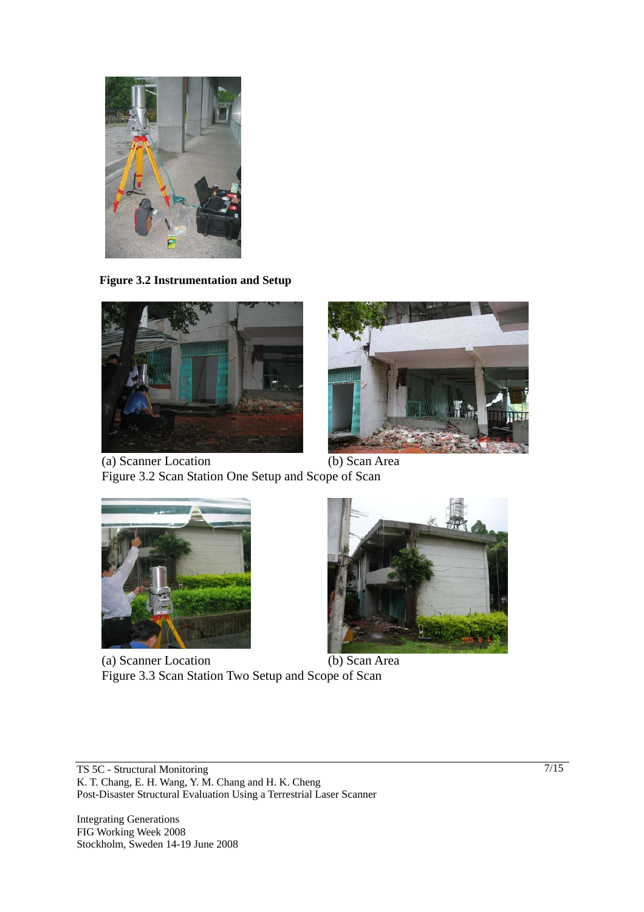**Figure 3.2 Instrumentation and Setup**

(a) Scanner Location (b) Scan Area

Figure 3.2 Scan Station One Setup and Scope of Scan

(a) Scanner Location (b) Scan Area

Figure 3.3 Scan Station Two Setup and Scope of Scan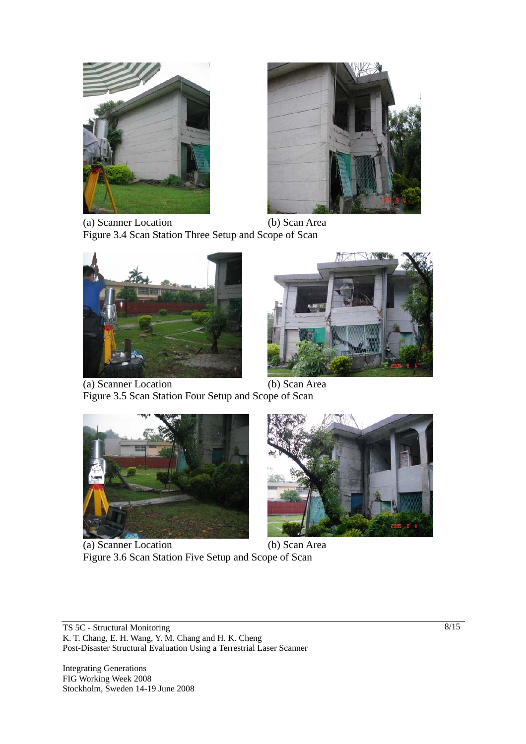(a) Scanner Location (b) Scan Area

Figure 3.4 Scan Station Three Setup and Scope of Scan

(a) Scanner Location (b) Scan Area

Figure 3.5 Scan Station Four Setup and Scope of Scan

(a) Scanner Location (b) Scan Area

Figure 3.6 Scan Station Five Setup and Scope of Scan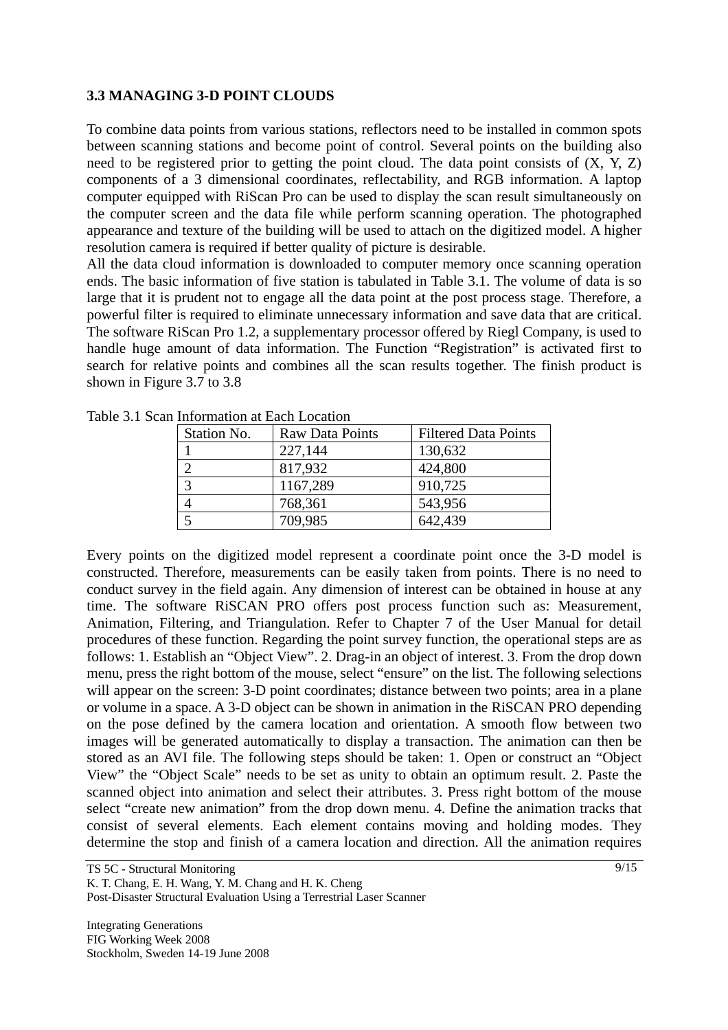### 3.3 MANAGING 3-D POINT CLOUDS

To combine data points from various stations, reflectors need to be installed in common spots between scanning stations and become point of control. Several points on the building also need to be registered prior to getting the point cloud. The data point consists of (X, Y, Z) components of a 3 dimensional coordinates, reflectability, and RGB information. A laptop computer equipped with RiScan Pro can be used to display the scan result simultaneously on the computer screen and the data file while perform scanning operation. The photographed appearance and texture of the building will be used to attach on the digitized model. A higher resolution camera is required if better quality of picture is desirable.

All the data cloud information is downloaded to computer memory once scanning operation ends. The basic information of five station is tabulated in Table 3.1. The volume of data is so large that it is prudent not to engage all the data point at the post process stage. Therefore, a powerful filter is required to eliminate unnecessary information and save data that are critical. The software RiScan Pro 1.2, a supplementary processor offered by Riegl Company, is used to handle huge amount of data information. The Function "Registration" is activated first to search for relative points and combines all the scan results together. The finish product is shown in Figure 3.7 to 3.8

Table 3.1 Scan Information at Each Location

| Station No. | Raw Data Points | Filtered Data Points |
|---|---|---|
| 1 | 227,144 | 130,632 |
| 2 | 817,932 | 424,800 |
| 3 | 1167,289 | 910,725 |
| 4 | 768,361 | 543,956 |
| 5 | 709,985 | 642,439 |

Every points on the digitized model represent a coordinate point once the 3-D model is constructed. Therefore, measurements can be easily taken from points. There is no need to conduct survey in the field again. Any dimension of interest can be obtained in house at any time. The software RiSCAN PRO offers post process function such as: Measurement, Animation, Filtering, and Triangulation. Refer to Chapter 7 of the User Manual for detail procedures of these function. Regarding the point survey function, the operational steps are as follows: 1. Establish an "Object View". 2. Drag-in an object of interest. 3. From the drop down menu, press the right bottom of the mouse, select "ensure" on the list. The following selections will appear on the screen: 3-D point coordinates; distance between two points; area in a plane or volume in a space. A 3-D object can be shown in animation in the RiSCAN PRO depending on the pose defined by the camera location and orientation. A smooth flow between two images will be generated automatically to display a transaction. The animation can then be stored as an AVI file. The following steps should be taken: 1. Open or construct an "Object View" the "Object Scale" needs to be set as unity to obtain an optimum result. 2. Paste the scanned object into animation and select their attributes. 3. Press right bottom of the mouse select "create new animation" from the drop down menu. 4. Define the animation tracks that consist of several elements. Each element contains moving and holding modes. They determine the stop and finish of a camera location and direction. All the animation requires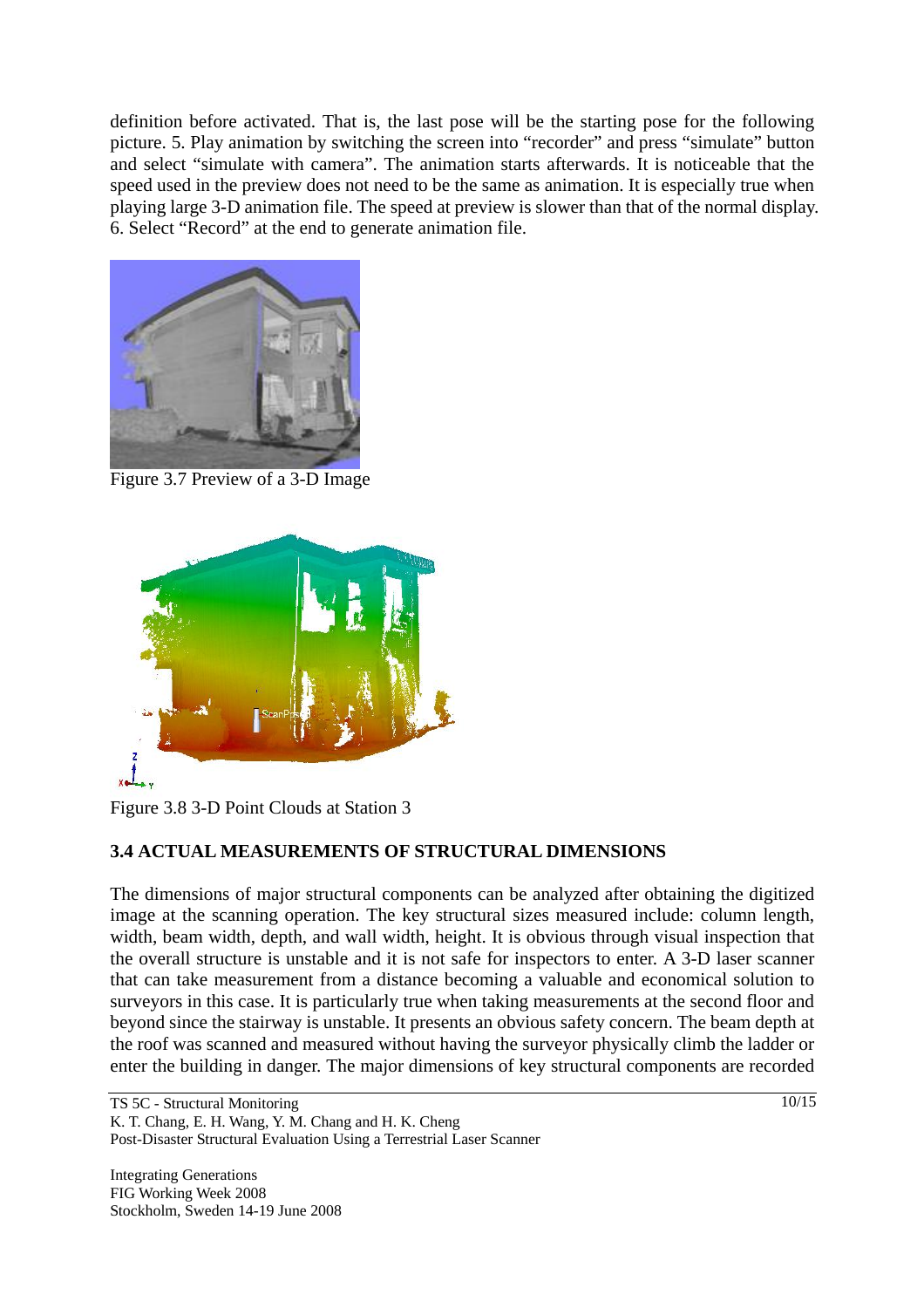definition before activated. That is, the last pose will be the starting pose for the following picture. 5. Play animation by switching the screen into "recorder" and press "simulate" button and select "simulate with camera". The animation starts afterwards. It is noticeable that the speed used in the preview does not need to be the same as animation. It is especially true when playing large 3-D animation file. The speed at preview is slower than that of the normal display. 6. Select "Record" at the end to generate animation file.

Figure 3.7 Preview of a 3-D Image

Figure 3.8 3-D Point Clouds at Station 3

### 3.4 ACTUAL MEASUREMENTS OF STRUCTURAL DIMENSIONS

The dimensions of major structural components can be analyzed after obtaining the digitized image at the scanning operation. The key structural sizes measured include: column length, width, beam width, depth, and wall width, height. It is obvious through visual inspection that the overall structure is unstable and it is not safe for inspectors to enter. A 3-D laser scanner that can take measurement from a distance becoming a valuable and economical solution to surveyors in this case. It is particularly true when taking measurements at the second floor and beyond since the stairway is unstable. It presents an obvious safety concern. The beam depth at the roof was scanned and measured without having the surveyor physically climb the ladder or enter the building in danger. The major dimensions of key structural components are recorded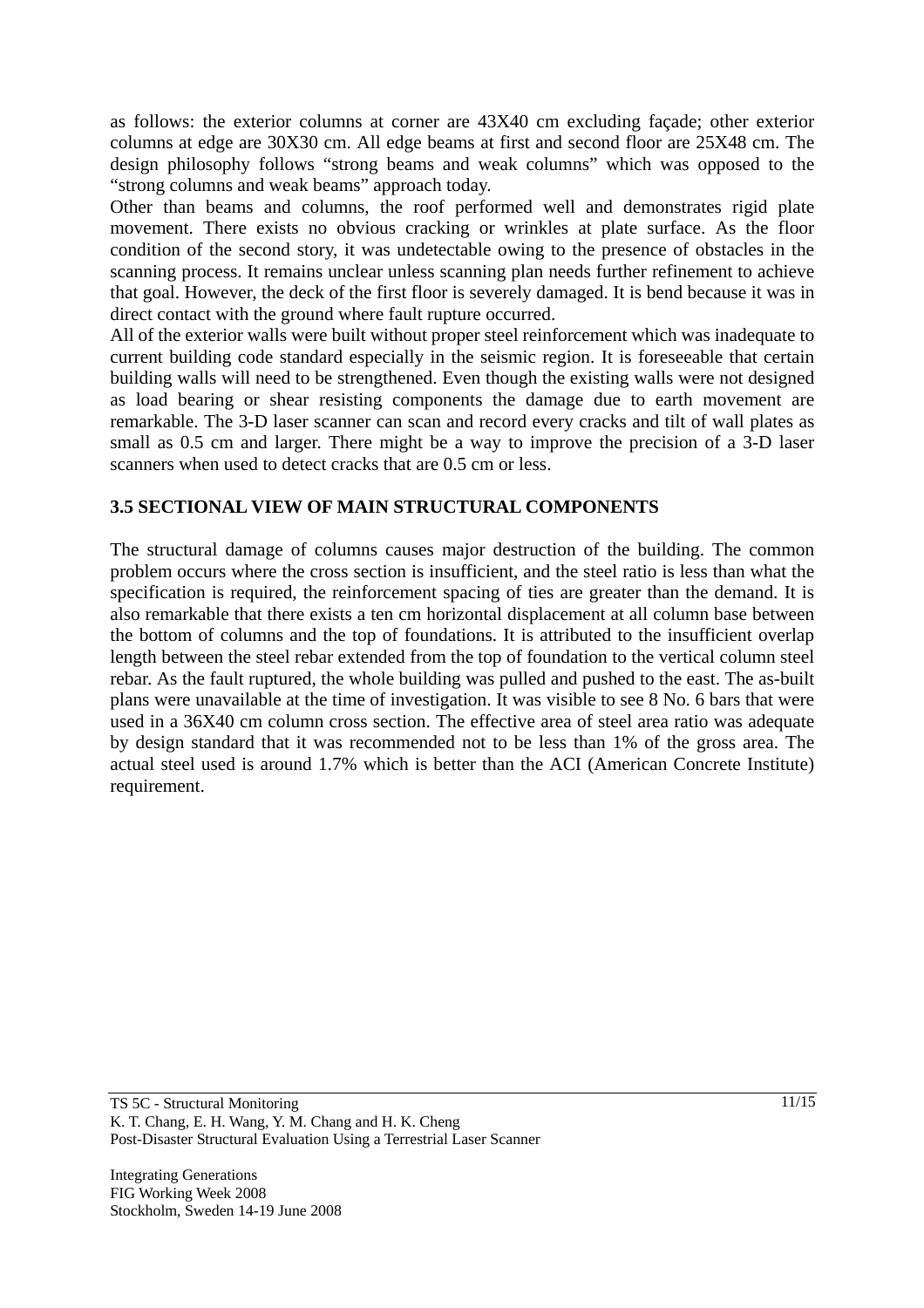as follows: the exterior columns at corner are 43X40 cm excluding façade; other exterior columns at edge are 30X30 cm. All edge beams at first and second floor are 25X48 cm. The design philosophy follows "strong beams and weak columns" which was opposed to the "strong columns and weak beams" approach today.

Other than beams and columns, the roof performed well and demonstrates rigid plate movement. There exists no obvious cracking or wrinkles at plate surface. As the floor condition of the second story, it was undetectable owing to the presence of obstacles in the scanning process. It remains unclear unless scanning plan needs further refinement to achieve that goal. However, the deck of the first floor is severely damaged. It is bend because it was in direct contact with the ground where fault rupture occurred.

All of the exterior walls were built without proper steel reinforcement which was inadequate to current building code standard especially in the seismic region. It is foreseeable that certain building walls will need to be strengthened. Even though the existing walls were not designed as load bearing or shear resisting components the damage due to earth movement are remarkable. The 3-D laser scanner can scan and record every cracks and tilt of wall plates as small as 0.5 cm and larger. There might be a way to improve the precision of a 3-D laser scanners when used to detect cracks that are 0.5 cm or less.

### 3.5 SECTIONAL VIEW OF MAIN STRUCTURAL COMPONENTS

The structural damage of columns causes major destruction of the building. The common problem occurs where the cross section is insufficient, and the steel ratio is less than what the specification is required, the reinforcement spacing of ties are greater than the demand. It is also remarkable that there exists a ten cm horizontal displacement at all column base between the bottom of columns and the top of foundations. It is attributed to the insufficient overlap length between the steel rebar extended from the top of foundation to the vertical column steel rebar. As the fault ruptured, the whole building was pulled and pushed to the east. The as-built plans were unavailable at the time of investigation. It was visible to see 8 No. 6 bars that were used in a 36X40 cm column cross section. The effective area of steel area ratio was adequate by design standard that it was recommended not to be less than 1% of the gross area. The actual steel used is around 1.7% which is better than the ACI (American Concrete Institute) requirement.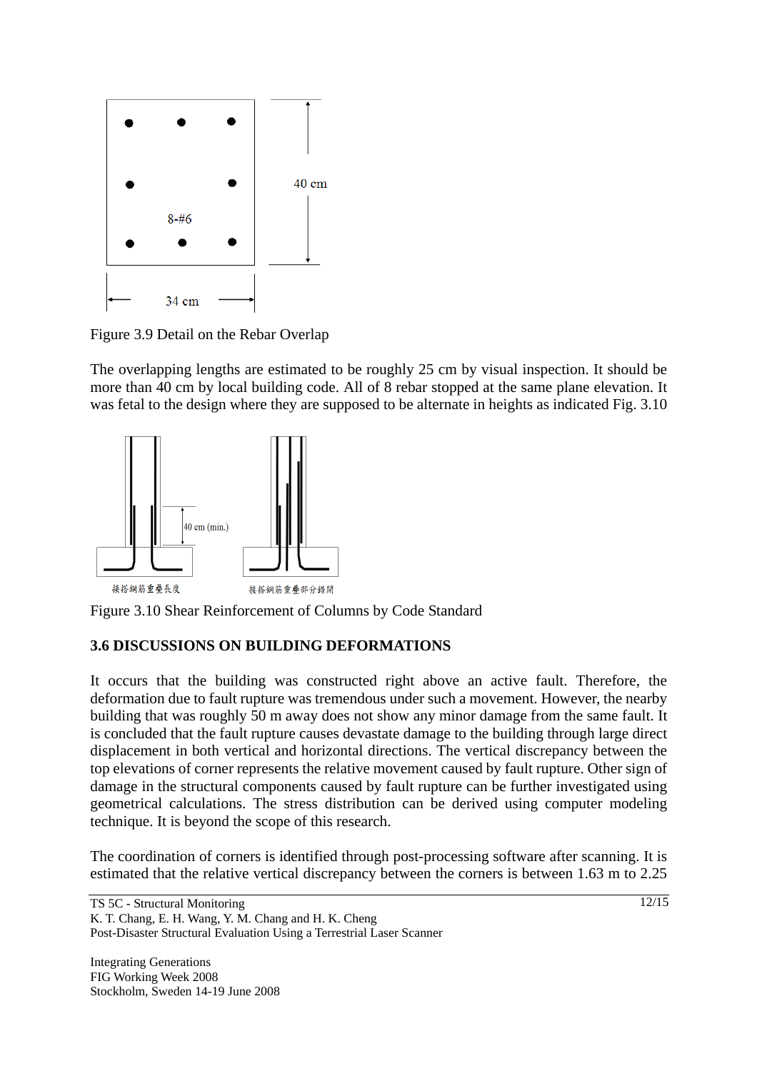Figure 3.9 Detail on the Rebar Overlap

The overlapping lengths are estimated to be roughly 25 cm by visual inspection. It should be more than 40 cm by local building code. All of 8 rebar stopped at the same plane elevation. It was fetal to the design where they are supposed to be alternate in heights as indicated Fig. 3.10

Figure 3.10 Shear Reinforcement of Columns by Code Standard

### 3.6 DISCUSSIONS ON BUILDING DEFORMATIONS

It occurs that the building was constructed right above an active fault. Therefore, the deformation due to fault rupture was tremendous under such a movement. However, the nearby building that was roughly 50 m away does not show any minor damage from the same fault. It is concluded that the fault rupture causes devastate damage to the building through large direct displacement in both vertical and horizontal directions. The vertical discrepancy between the top elevations of corner represents the relative movement caused by fault rupture. Other sign of damage in the structural components caused by fault rupture can be further investigated using geometrical calculations. The stress distribution can be derived using computer modeling technique. It is beyond the scope of this research.

The coordination of corners is identified through post-processing software after scanning. It is estimated that the relative vertical discrepancy between the corners is between 1.63 m to 2.25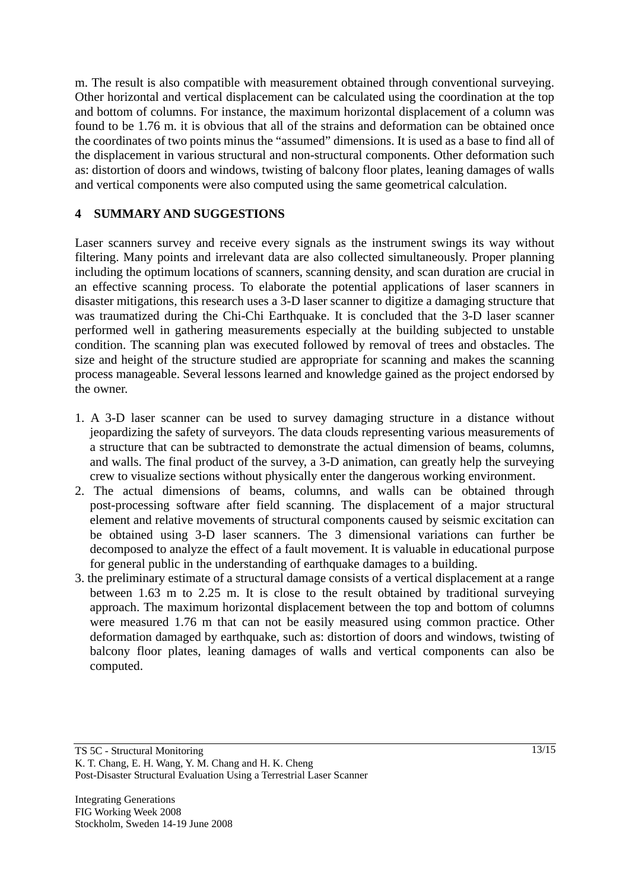m. The result is also compatible with measurement obtained through conventional surveying. Other horizontal and vertical displacement can be calculated using the coordination at the top and bottom of columns. For instance, the maximum horizontal displacement of a column was found to be 1.76 m. it is obvious that all of the strains and deformation can be obtained once the coordinates of two points minus the "assumed" dimensions. It is used as a base to find all of the displacement in various structural and non-structural components. Other deformation such as: distortion of doors and windows, twisting of balcony floor plates, leaning damages of walls and vertical components were also computed using the same geometrical calculation.

## 4 SUMMARY AND SUGGESTIONS

Laser scanners survey and receive every signals as the instrument swings its way without filtering. Many points and irrelevant data are also collected simultaneously. Proper planning including the optimum locations of scanners, scanning density, and scan duration are crucial in an effective scanning process. To elaborate the potential applications of laser scanners in disaster mitigations, this research uses a 3-D laser scanner to digitize a damaging structure that was traumatized during the Chi-Chi Earthquake. It is concluded that the 3-D laser scanner performed well in gathering measurements especially at the building subjected to unstable condition. The scanning plan was executed followed by removal of trees and obstacles. The size and height of the structure studied are appropriate for scanning and makes the scanning process manageable. Several lessons learned and knowledge gained as the project endorsed by the owner.

1. A 3-D laser scanner can be used to survey damaging structure in a distance without jeopardizing the safety of surveyors. The data clouds representing various measurements of a structure that can be subtracted to demonstrate the actual dimension of beams, columns, and walls. The final product of the survey, a 3-D animation, can greatly help the surveying crew to visualize sections without physically enter the dangerous working environment.
2. The actual dimensions of beams, columns, and walls can be obtained through post-processing software after field scanning. The displacement of a major structural element and relative movements of structural components caused by seismic excitation can be obtained using 3-D laser scanners. The 3 dimensional variations can further be decomposed to analyze the effect of a fault movement. It is valuable in educational purpose for general public in the understanding of earthquake damages to a building.
3. the preliminary estimate of a structural damage consists of a vertical displacement at a range between 1.63 m to 2.25 m. It is close to the result obtained by traditional surveying approach. The maximum horizontal displacement between the top and bottom of columns were measured 1.76 m that can not be easily measured using common practice. Other deformation damaged by earthquake, such as: distortion of doors and windows, twisting of balcony floor plates, leaning damages of walls and vertical components can also be computed.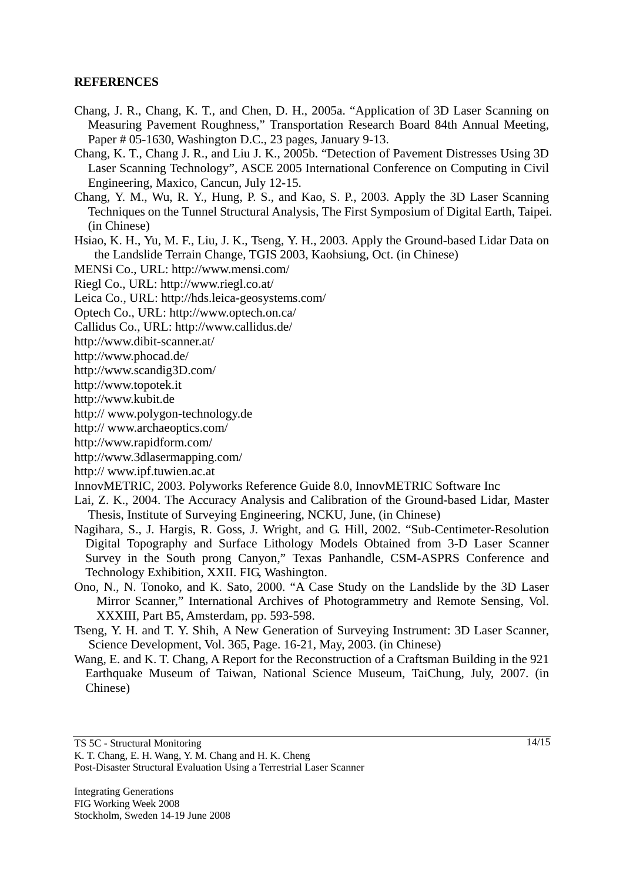**REFERENCES**

Chang, J. R., Chang, K. T., and Chen, D. H., 2005a. "Application of 3D Laser Scanning on Measuring Pavement Roughness," Transportation Research Board 84th Annual Meeting, Paper # 05-1630, Washington D.C., 23 pages, January 9-13.

Chang, K. T., Chang J. R., and Liu J. K., 2005b. "Detection of Pavement Distresses Using 3D Laser Scanning Technology", ASCE 2005 International Conference on Computing in Civil Engineering, Maxico, Cancun, July 12-15.

Chang, Y. M., Wu, R. Y., Hung, P. S., and Kao, S. P., 2003. Apply the 3D Laser Scanning Techniques on the Tunnel Structural Analysis, The First Symposium of Digital Earth, Taipei. (in Chinese)

Hsiao, K. H., Yu, M. F., Liu, J. K., Tseng, Y. H., 2003. Apply the Ground-based Lidar Data on the Landslide Terrain Change, TGIS 2003, Kaohsiung, Oct. (in Chinese)

MENSi Co., URL: http://www.mensi.com/

Riegl Co., URL: http://www.riegl.co.at/

Leica Co., URL: http://hds.leica-geosystems.com/

Optech Co., URL: http://www.optech.on.ca/

Callidus Co., URL: http://www.callidus.de/

http://www.dibit-scanner.at/

http://www.phocad.de/

http://www.scandig3D.com/

http://www.topotek.it

http://www.kubit.de

http:// www.polygon-technology.de

http:// www.archaeoptics.com/

http://www.rapidform.com/

http://www.3dlasermapping.com/

http:// www.ipf.tuwien.ac.at

InnovMETRIC, 2003. Polyworks Reference Guide 8.0, InnovMETRIC Software Inc

Lai, Z. K., 2004. The Accuracy Analysis and Calibration of the Ground-based Lidar, Master Thesis, Institute of Surveying Engineering, NCKU, June, (in Chinese)

Nagihara, S., J. Hargis, R. Goss, J. Wright, and G. Hill, 2002. "Sub-Centimeter-Resolution Digital Topography and Surface Lithology Models Obtained from 3-D Laser Scanner Survey in the South prong Canyon," Texas Panhandle, CSM-ASPRS Conference and Technology Exhibition, XXII. FIG, Washington.

Ono, N., N. Tonoko, and K. Sato, 2000. "A Case Study on the Landslide by the 3D Laser Mirror Scanner," International Archives of Photogrammetry and Remote Sensing, Vol. XXXIII, Part B5, Amsterdam, pp. 593-598.

Tseng, Y. H. and T. Y. Shih, A New Generation of Surveying Instrument: 3D Laser Scanner, Science Development, Vol. 365, Page. 16-21, May, 2003. (in Chinese)

Wang, E. and K. T. Chang, A Report for the Reconstruction of a Craftsman Building in the 921 Earthquake Museum of Taiwan, National Science Museum, TaiChung, July, 2007. (in Chinese)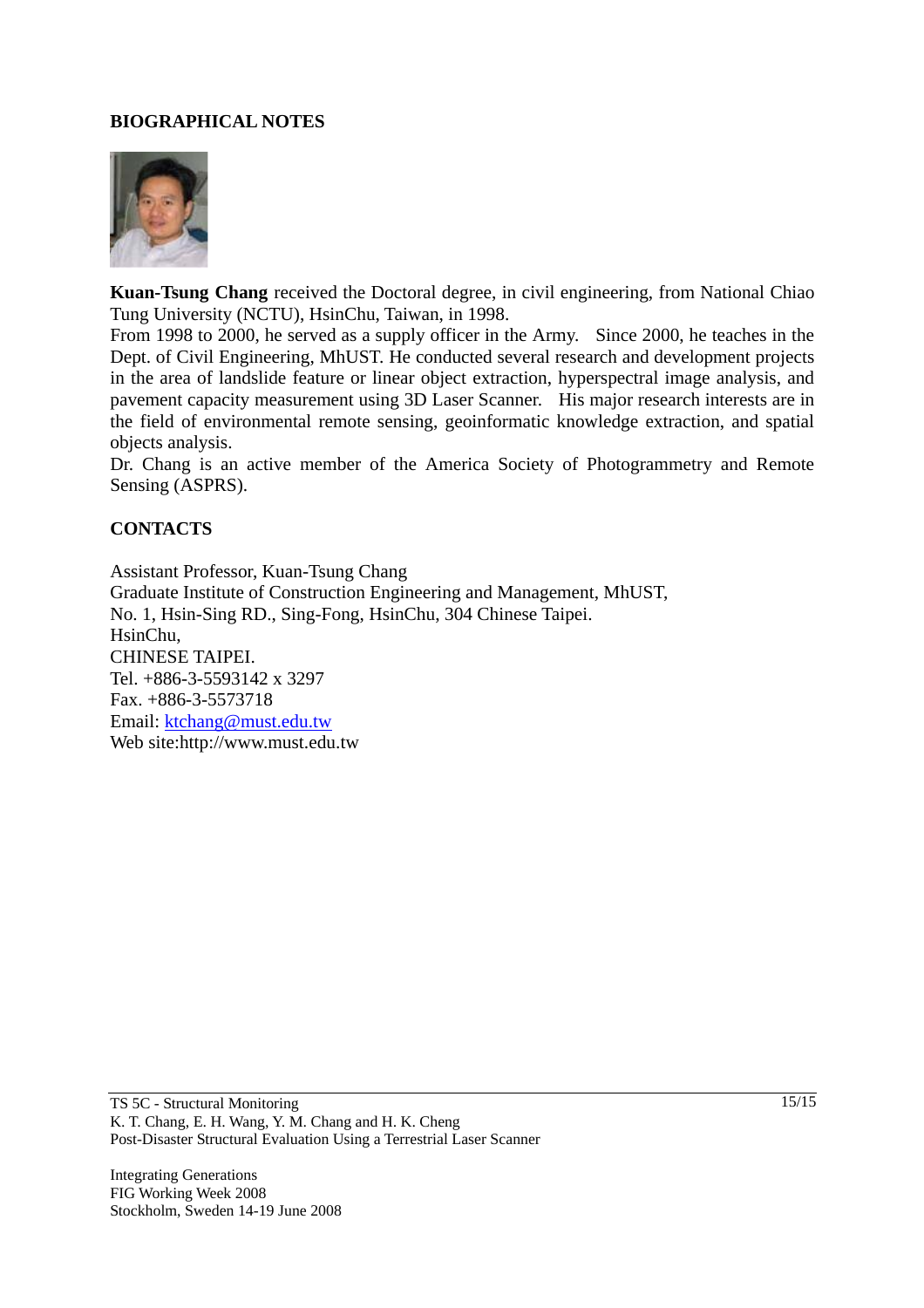## BIOGRAPHICAL NOTES

**Kuan-Tsung Chang** received the Doctoral degree, in civil engineering, from National Chiao Tung University (NCTU), HsinChu, Taiwan, in 1998.

From 1998 to 2000, he served as a supply officer in the Army. Since 2000, he teaches in the Dept. of Civil Engineering, MhUST. He conducted several research and development projects in the area of landslide feature or linear object extraction, hyperspectral image analysis, and pavement capacity measurement using 3D Laser Scanner. His major research interests are in the field of environmental remote sensing, geoinformatic knowledge extraction, and spatial objects analysis.

Dr. Chang is an active member of the America Society of Photogrammetry and Remote Sensing (ASPRS).

## CONTACTS

Assistant Professor, Kuan-Tsung Chang
Graduate Institute of Construction Engineering and Management, MhUST,
No. 1, Hsin-Sing RD., Sing-Fong, HsinChu, 304 Chinese Taipei.
HsinChu,
CHINESE TAIPEI.
Tel. +886-3-5593142 x 3297
Fax. +886-3-5573718
Email: ktchang@must.edu.tw
Web site:http://www.must.edu.tw